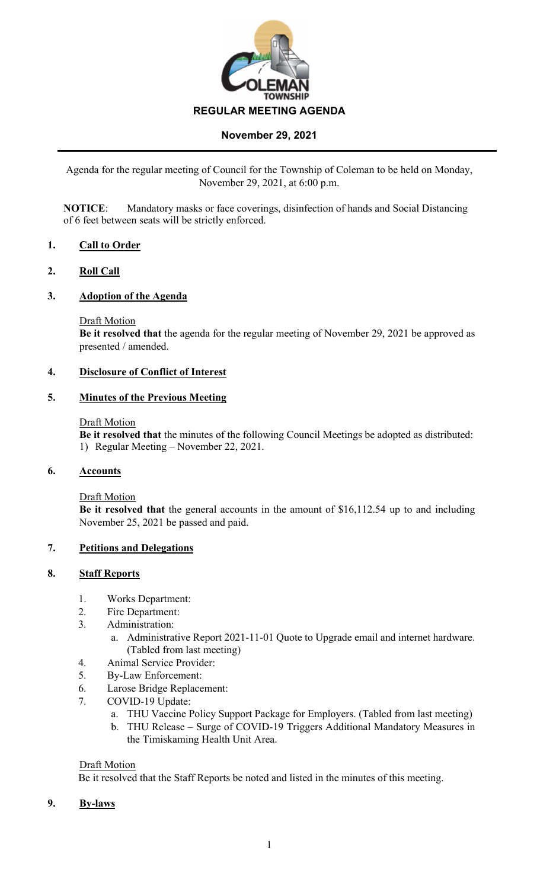COLEMAN TOWNSHIP

# REGULAR MEETING AGENDA

## November 29, 2021

Agenda for the regular meeting of Council for the Township of Coleman to be held on Monday, November 29, 2021, at 6:00 p.m.

**NOTICE**: Mandatory masks or face coverings, disinfection of hands and Social Distancing of 6 feet between seats will be strictly enforced.

### 1. Call to Order

### 2. Roll Call

### 3. Adoption of the Agenda

Draft Motion

**Be it resolved that** the agenda for the regular meeting of November 29, 2021 be approved as presented / amended.

### 4. Disclosure of Conflict of Interest

### 5. Minutes of the Previous Meeting

Draft Motion

**Be it resolved that** the minutes of the following Council Meetings be adopted as distributed:

1) Regular Meeting – November 22, 2021.

### 6. Accounts

Draft Motion

**Be it resolved that** the general accounts in the amount of $16,112.54 up to and including November 25, 2021 be passed and paid.

### 7. Petitions and Delegations

### 8. Staff Reports

1. Works Department:
2. Fire Department:
3. Administration:
   a. Administrative Report 2021-11-01 Quote to Upgrade email and internet hardware. (Tabled from last meeting)
4. Animal Service Provider:
5. By-Law Enforcement:
6. Larose Bridge Replacement:
7. COVID-19 Update:
   a. THU Vaccine Policy Support Package for Employers. (Tabled from last meeting)
   b. THU Release – Surge of COVID-19 Triggers Additional Mandatory Measures in the Timiskaming Health Unit Area.

Draft Motion

Be it resolved that the Staff Reports be noted and listed in the minutes of this meeting.

### 9. By-laws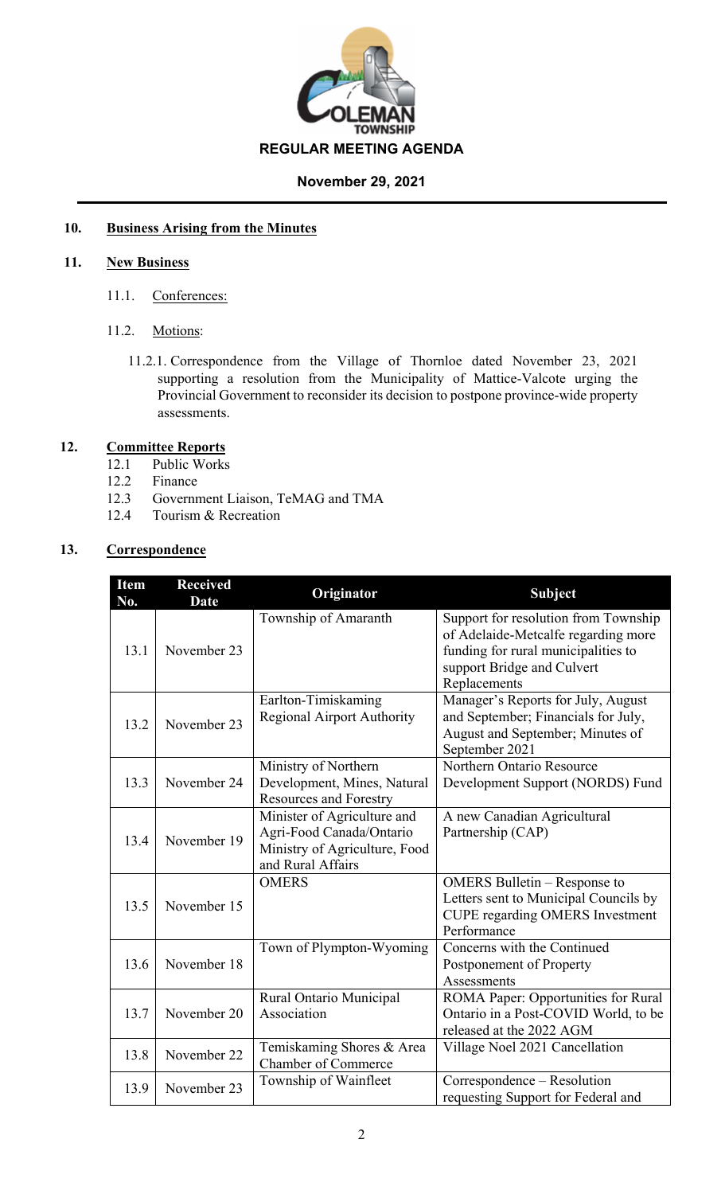**REGULAR MEETING AGENDA**

**November 29, 2021**

## 10. Business Arising from the Minutes

## 11. New Business

11.1. Conferences:

11.2. Motions:

11.2.1. Correspondence from the Village of Thornloe dated November 23, 2021 supporting a resolution from the Municipality of Mattice-Valcote urging the Provincial Government to reconsider its decision to postpone province-wide property assessments.

## 12. Committee Reports

12.1 Public Works
12.2 Finance
12.3 Government Liaison, TeMAG and TMA
12.4 Tourism & Recreation

## 13. Correspondence

| Item No. | Received Date | Originator | Subject |
|---|---|---|---|
| 13.1 | November 23 | Township of Amaranth | Support for resolution from Township of Adelaide-Metcalfe regarding more funding for rural municipalities to support Bridge and Culvert Replacements |
| 13.2 | November 23 | Earlton-Timiskaming Regional Airport Authority | Manager's Reports for July, August and September; Financials for July, August and September; Minutes of September 2021 |
| 13.3 | November 24 | Ministry of Northern Development, Mines, Natural Resources and Forestry | Northern Ontario Resource Development Support (NORDS) Fund |
| 13.4 | November 19 | Minister of Agriculture and Agri-Food Canada/Ontario Ministry of Agriculture, Food and Rural Affairs | A new Canadian Agricultural Partnership (CAP) |
| 13.5 | November 15 | OMERS | OMERS Bulletin – Response to Letters sent to Municipal Councils by CUPE regarding OMERS Investment Performance |
| 13.6 | November 18 | Town of Plympton-Wyoming | Concerns with the Continued Postponement of Property Assessments |
| 13.7 | November 20 | Rural Ontario Municipal Association | ROMA Paper: Opportunities for Rural Ontario in a Post-COVID World, to be released at the 2022 AGM |
| 13.8 | November 22 | Temiskaming Shores & Area Chamber of Commerce | Village Noel 2021 Cancellation |
| 13.9 | November 23 | Township of Wainfleet | Correspondence – Resolution requesting Support for Federal and |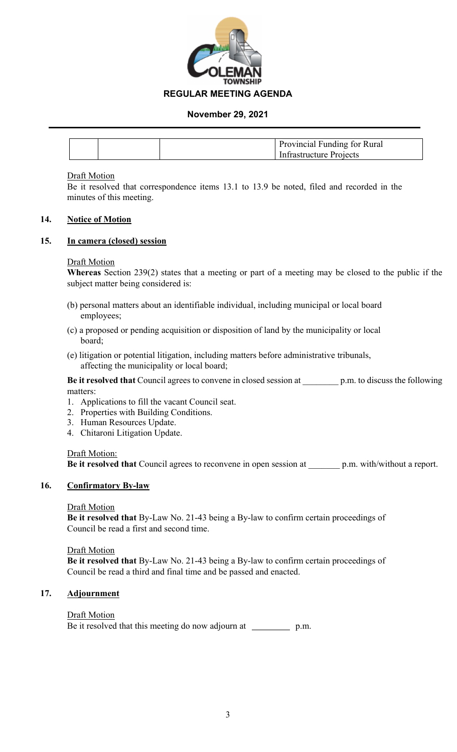| | | | Provincial Funding for Rural Infrastructure Projects |
|---|---|---|---|

Draft Motion
Be it resolved that correspondence items 13.1 to 13.9 be noted, filed and recorded in the minutes of this meeting.

## 14. Notice of Motion

## 15. In camera (closed) session

Draft Motion
**Whereas** Section 239(2) states that a meeting or part of a meeting may be closed to the public if the subject matter being considered is:

(b) personal matters about an identifiable individual, including municipal or local board employees;

(c) a proposed or pending acquisition or disposition of land by the municipality or local board;

(e) litigation or potential litigation, including matters before administrative tribunals, affecting the municipality or local board;

**Be it resolved that** Council agrees to convene in closed session at ________ p.m. to discuss the following matters:

1. Applications to fill the vacant Council seat.
2. Properties with Building Conditions.
3. Human Resources Update.
4. Chitaroni Litigation Update.

Draft Motion:
**Be it resolved that** Council agrees to reconvene in open session at _______ p.m. with/without a report.

## 16. Confirmatory By-law

Draft Motion
**Be it resolved that** By-Law No. 21-43 being a By-law to confirm certain proceedings of Council be read a first and second time.

Draft Motion
**Be it resolved that** By-Law No. 21-43 being a By-law to confirm certain proceedings of Council be read a third and final time and be passed and enacted.

## 17. Adjournment

Draft Motion
Be it resolved that this meeting do now adjourn at ________ p.m.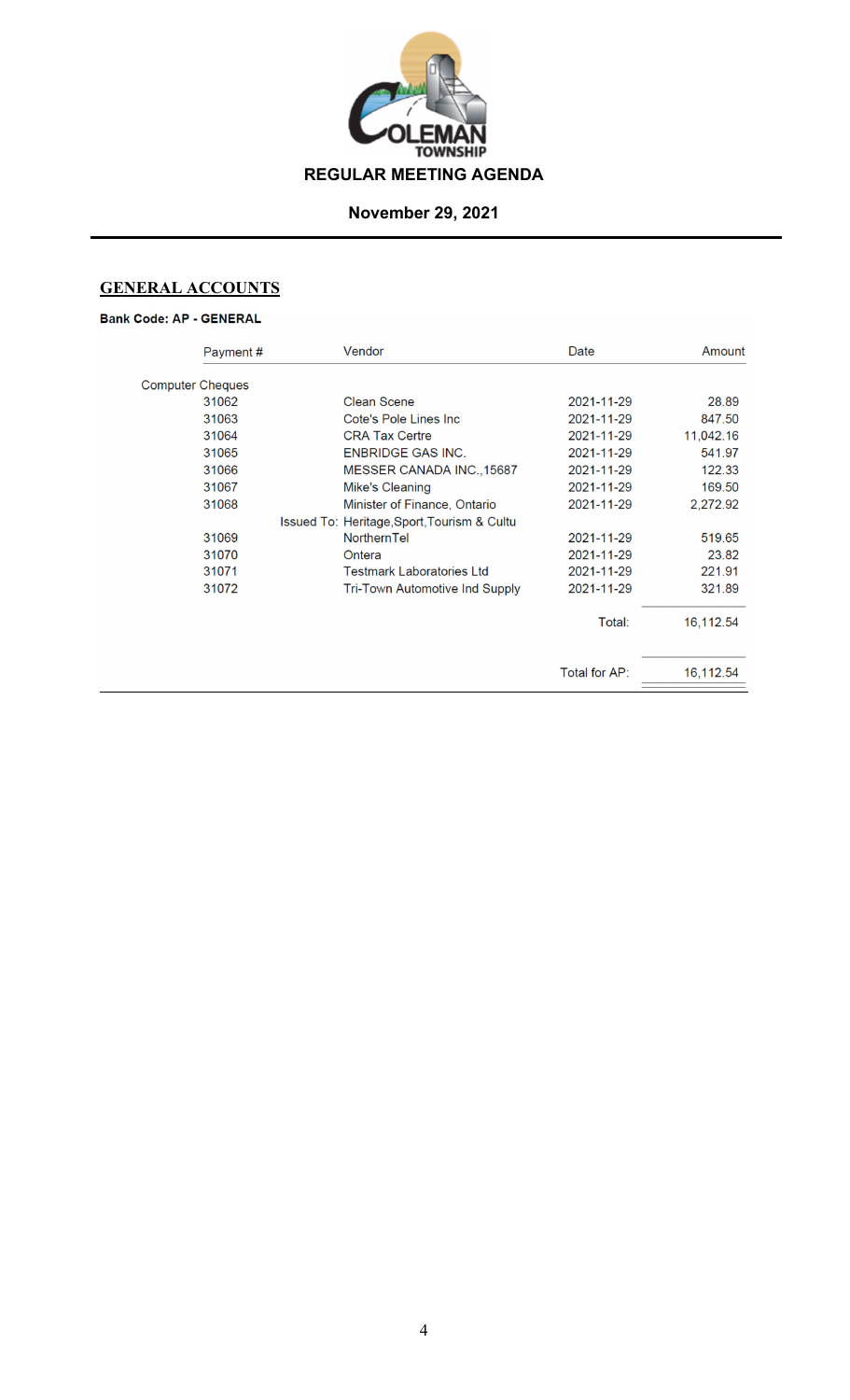COLEMAN TOWNSHIP

**REGULAR MEETING AGENDA**

**November 29, 2021**

## GENERAL ACCOUNTS

**Bank Code: AP - GENERAL**

| Payment # | Vendor | Date | Amount |
|---|---|---|---|
| Computer Cheques | | | |
| 31062 | Clean Scene | 2021-11-29 | 28.89 |
| 31063 | Cote's Pole Lines Inc | 2021-11-29 | 847.50 |
| 31064 | CRA Tax Centre | 2021-11-29 | 11,042.16 |
| 31065 | ENBRIDGE GAS INC. | 2021-11-29 | 541.97 |
| 31066 | MESSER CANADA INC.,15687 | 2021-11-29 | 122.33 |
| 31067 | Mike's Cleaning | 2021-11-29 | 169.50 |
| 31068 | Minister of Finance, Ontario<br>Issued To: Heritage,Sport,Tourism & Cultu | 2021-11-29 | 2,272.92 |
| 31069 | NorthernTel | 2021-11-29 | 519.65 |
| 31070 | Ontera | 2021-11-29 | 23.82 |
| 31071 | Testmark Laboratories Ltd | 2021-11-29 | 221.91 |
| 31072 | Tri-Town Automotive Ind Supply | 2021-11-29 | 321.89 |
| | | Total: | 16,112.54 |
| | | Total for AP: | 16,112.54 |